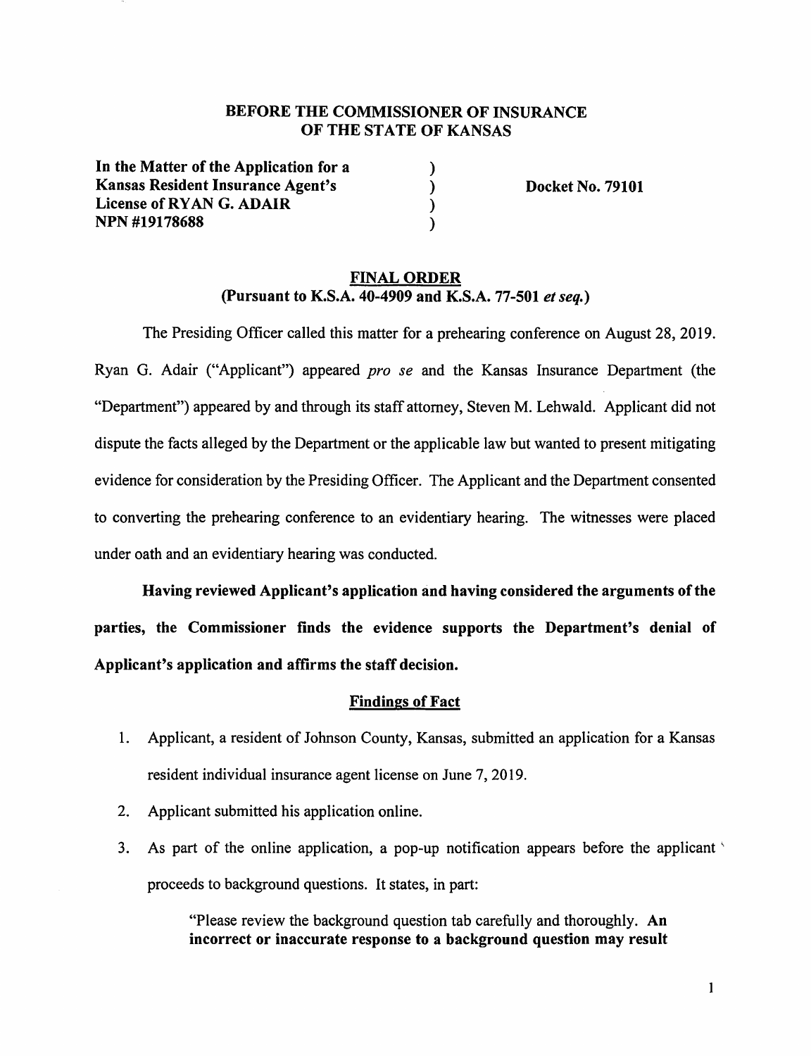**BEFORE THE COMMISSIONER OF INSURANCE**
**OF THE STATE OF KANSAS**

| | | |
|---|---|---|
| **In the Matter of the Application for a** | ) | |
| **Kansas Resident Insurance Agent's** | ) | **Docket No. 79101** |
| **License of RYAN G. ADAIR** | ) | |
| **NPN #19178688** | ) | |

**FINAL ORDER**
**(Pursuant to K.S.A. 40-4909 and K.S.A. 77-501 *et seq.*)**

The Presiding Officer called this matter for a prehearing conference on August 28, 2019. Ryan G. Adair ("Applicant") appeared *pro se* and the Kansas Insurance Department (the "Department") appeared by and through its staff attorney, Steven M. Lehwald. Applicant did not dispute the facts alleged by the Department or the applicable law but wanted to present mitigating evidence for consideration by the Presiding Officer. The Applicant and the Department consented to converting the prehearing conference to an evidentiary hearing. The witnesses were placed under oath and an evidentiary hearing was conducted.

**Having reviewed Applicant's application and having considered the arguments of the parties, the Commissioner finds the evidence supports the Department's denial of Applicant's application and affirms the staff decision.**

**Findings of Fact**

1. Applicant, a resident of Johnson County, Kansas, submitted an application for a Kansas resident individual insurance agent license on June 7, 2019.
2. Applicant submitted his application online.
3. As part of the online application, a pop-up notification appears before the applicant proceeds to background questions. It states, in part:

   "Please review the background question tab carefully and thoroughly. **An incorrect or inaccurate response to a background question may result**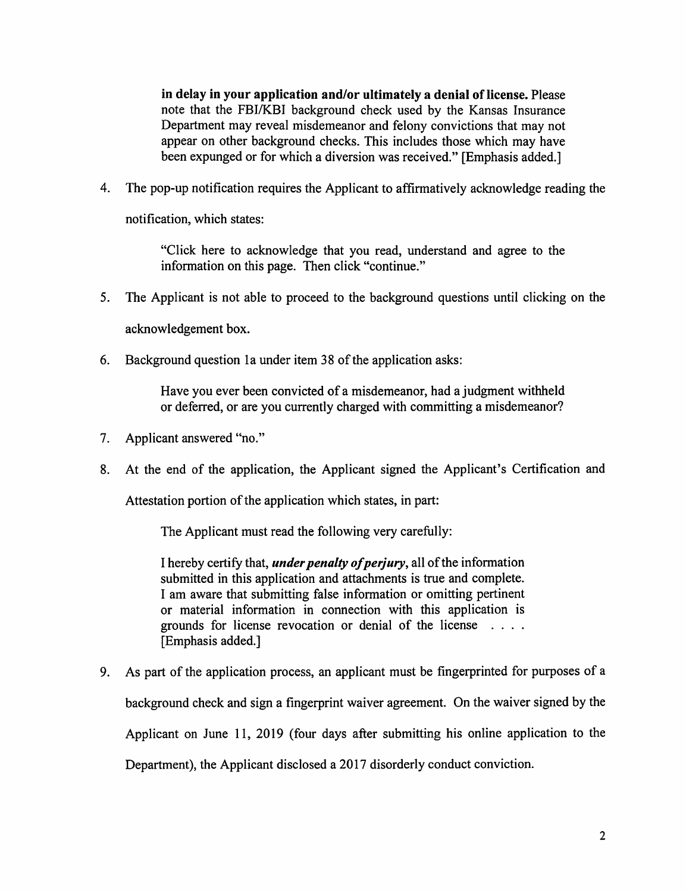**in delay in your application and/or ultimately a denial of license.** Please note that the FBI/KBI background check used by the Kansas Insurance Department may reveal misdemeanor and felony convictions that may not appear on other background checks. This includes those which may have been expunged or for which a diversion was received." [Emphasis added.]

4. The pop-up notification requires the Applicant to affirmatively acknowledge reading the notification, which states:

   "Click here to acknowledge that you read, understand and agree to the information on this page. Then click "continue."

5. The Applicant is not able to proceed to the background questions until clicking on the acknowledgement box.

6. Background question 1a under item 38 of the application asks:

   Have you ever been convicted of a misdemeanor, had a judgment withheld or deferred, or are you currently charged with committing a misdemeanor?

7. Applicant answered "no."

8. At the end of the application, the Applicant signed the Applicant's Certification and Attestation portion of the application which states, in part:

   The Applicant must read the following very carefully:

   I hereby certify that, ***under penalty of perjury***, all of the information submitted in this application and attachments is true and complete. I am aware that submitting false information or omitting pertinent or material information in connection with this application is grounds for license revocation or denial of the license . . . . [Emphasis added.]

9. As part of the application process, an applicant must be fingerprinted for purposes of a background check and sign a fingerprint waiver agreement. On the waiver signed by the Applicant on June 11, 2019 (four days after submitting his online application to the Department), the Applicant disclosed a 2017 disorderly conduct conviction.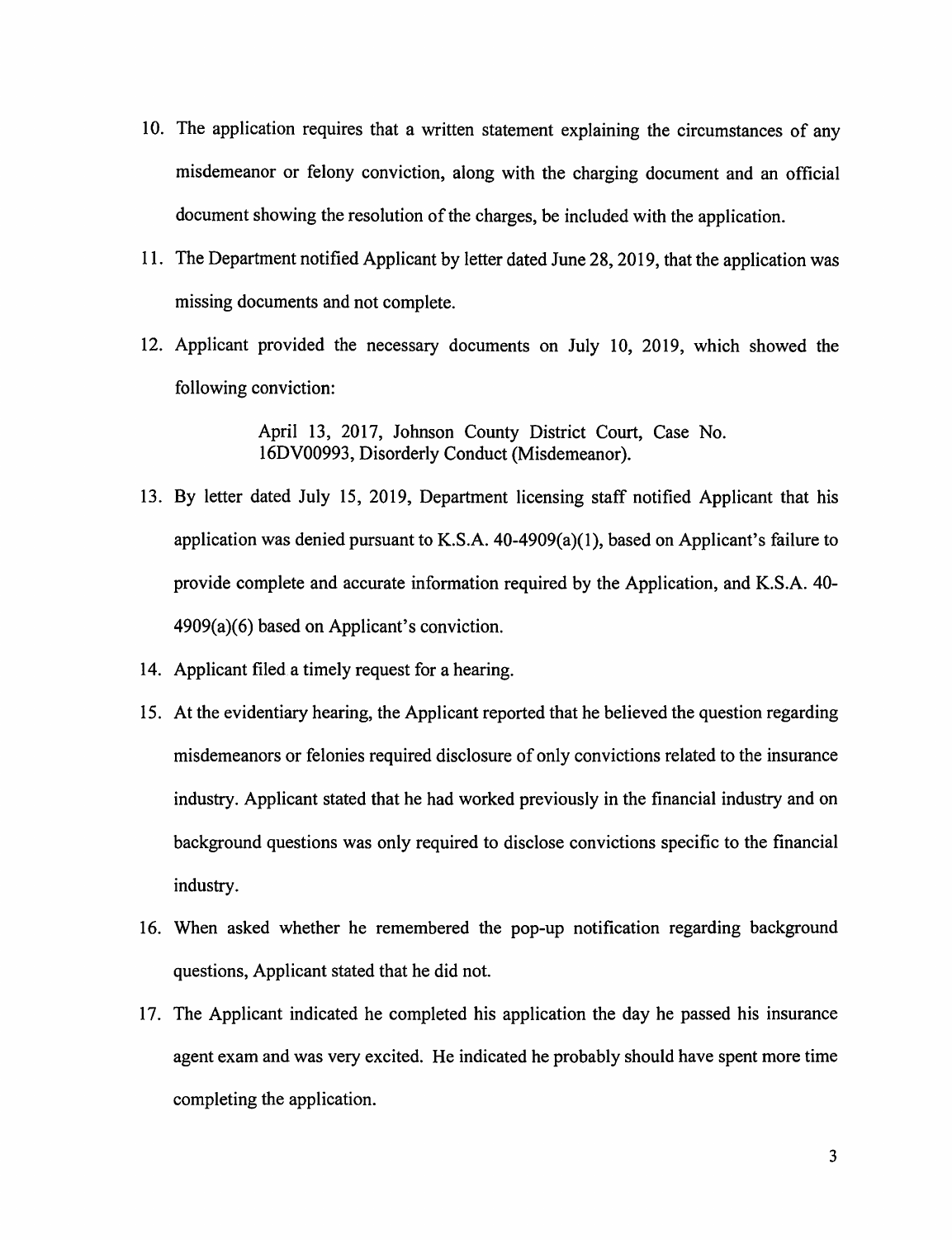10. The application requires that a written statement explaining the circumstances of any misdemeanor or felony conviction, along with the charging document and an official document showing the resolution of the charges, be included with the application.

11. The Department notified Applicant by letter dated June 28, 2019, that the application was missing documents and not complete.

12. Applicant provided the necessary documents on July 10, 2019, which showed the following conviction:

    April 13, 2017, Johnson County District Court, Case No. 16DV00993, Disorderly Conduct (Misdemeanor).

13. By letter dated July 15, 2019, Department licensing staff notified Applicant that his application was denied pursuant to K.S.A. 40-4909(a)(1), based on Applicant's failure to provide complete and accurate information required by the Application, and K.S.A. 40-4909(a)(6) based on Applicant's conviction.

14. Applicant filed a timely request for a hearing.

15. At the evidentiary hearing, the Applicant reported that he believed the question regarding misdemeanors or felonies required disclosure of only convictions related to the insurance industry. Applicant stated that he had worked previously in the financial industry and on background questions was only required to disclose convictions specific to the financial industry.

16. When asked whether he remembered the pop-up notification regarding background questions, Applicant stated that he did not.

17. The Applicant indicated he completed his application the day he passed his insurance agent exam and was very excited. He indicated he probably should have spent more time completing the application.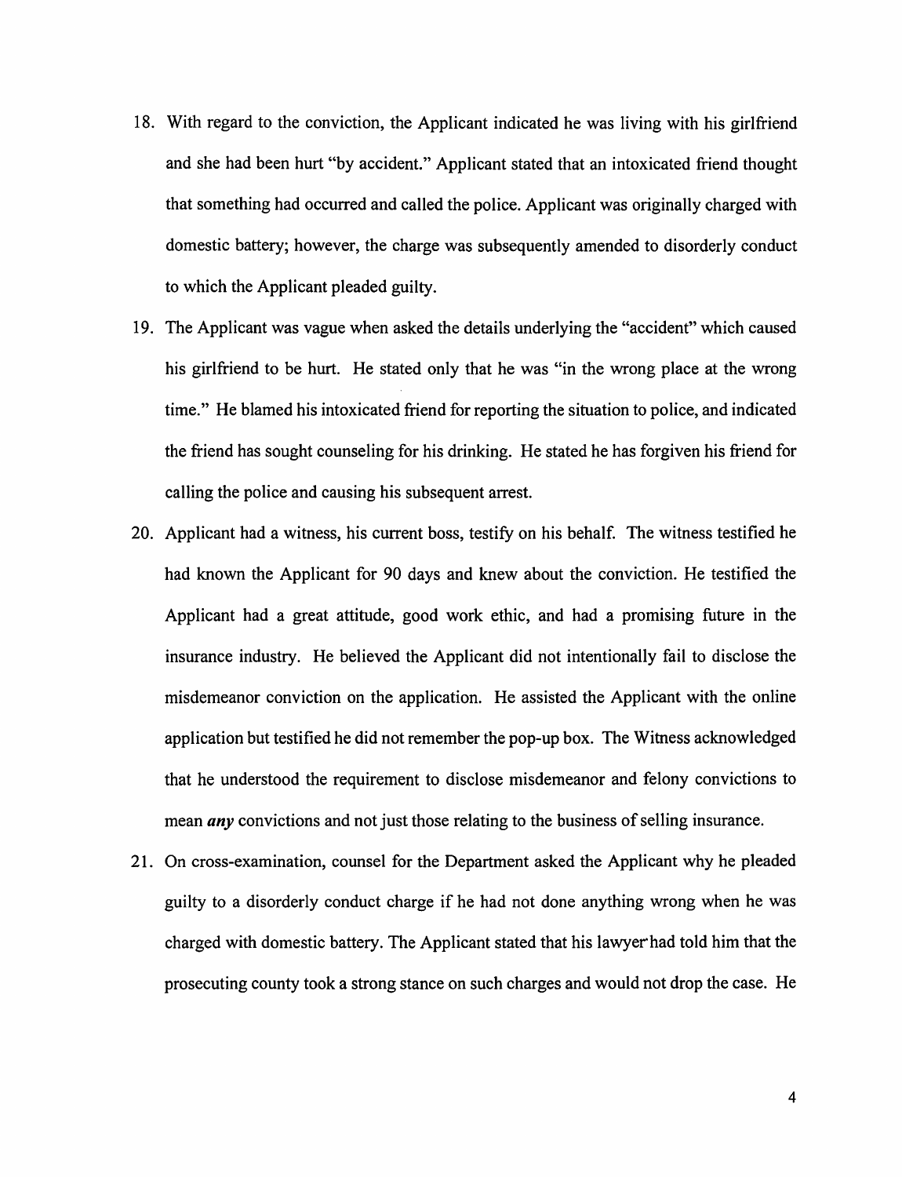18. With regard to the conviction, the Applicant indicated he was living with his girlfriend and she had been hurt "by accident." Applicant stated that an intoxicated friend thought that something had occurred and called the police. Applicant was originally charged with domestic battery; however, the charge was subsequently amended to disorderly conduct to which the Applicant pleaded guilty.

19. The Applicant was vague when asked the details underlying the "accident" which caused his girlfriend to be hurt. He stated only that he was "in the wrong place at the wrong time." He blamed his intoxicated friend for reporting the situation to police, and indicated the friend has sought counseling for his drinking. He stated he has forgiven his friend for calling the police and causing his subsequent arrest.

20. Applicant had a witness, his current boss, testify on his behalf. The witness testified he had known the Applicant for 90 days and knew about the conviction. He testified the Applicant had a great attitude, good work ethic, and had a promising future in the insurance industry. He believed the Applicant did not intentionally fail to disclose the misdemeanor conviction on the application. He assisted the Applicant with the online application but testified he did not remember the pop-up box. The Witness acknowledged that he understood the requirement to disclose misdemeanor and felony convictions to mean ***any*** convictions and not just those relating to the business of selling insurance.

21. On cross-examination, counsel for the Department asked the Applicant why he pleaded guilty to a disorderly conduct charge if he had not done anything wrong when he was charged with domestic battery. The Applicant stated that his lawyer had told him that the prosecuting county took a strong stance on such charges and would not drop the case. He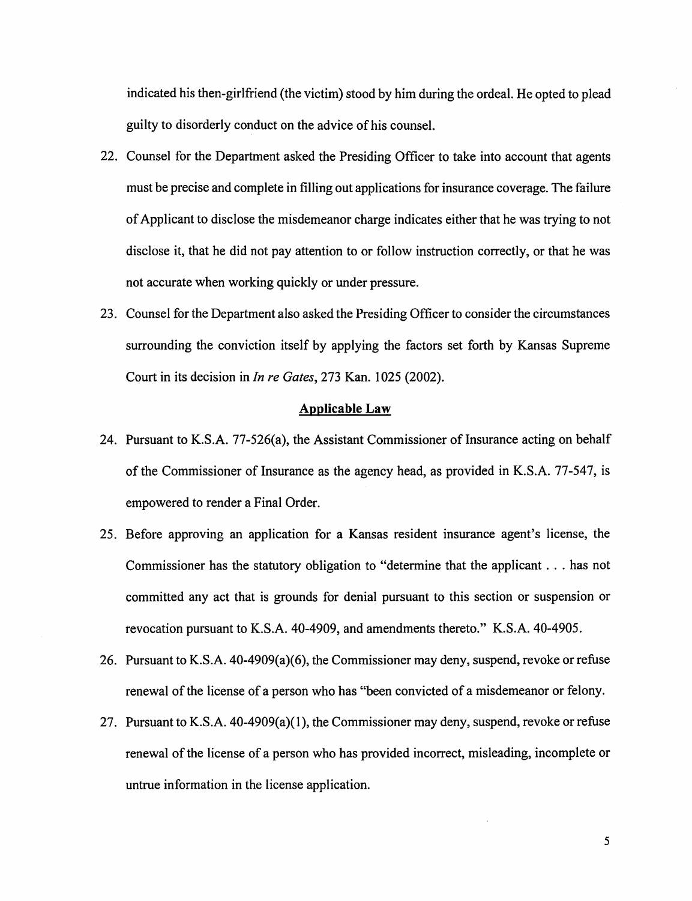indicated his then-girlfriend (the victim) stood by him during the ordeal. He opted to plead guilty to disorderly conduct on the advice of his counsel.

22. Counsel for the Department asked the Presiding Officer to take into account that agents must be precise and complete in filling out applications for insurance coverage. The failure of Applicant to disclose the misdemeanor charge indicates either that he was trying to not disclose it, that he did not pay attention to or follow instruction correctly, or that he was not accurate when working quickly or under pressure.

23. Counsel for the Department also asked the Presiding Officer to consider the circumstances surrounding the conviction itself by applying the factors set forth by Kansas Supreme Court in its decision in *In re Gates*, 273 Kan. 1025 (2002).

## Applicable Law

24. Pursuant to K.S.A. 77-526(a), the Assistant Commissioner of Insurance acting on behalf of the Commissioner of Insurance as the agency head, as provided in K.S.A. 77-547, is empowered to render a Final Order.

25. Before approving an application for a Kansas resident insurance agent's license, the Commissioner has the statutory obligation to "determine that the applicant . . . has not committed any act that is grounds for denial pursuant to this section or suspension or revocation pursuant to K.S.A. 40-4909, and amendments thereto." K.S.A. 40-4905.

26. Pursuant to K.S.A. 40-4909(a)(6), the Commissioner may deny, suspend, revoke or refuse renewal of the license of a person who has "been convicted of a misdemeanor or felony.

27. Pursuant to K.S.A. 40-4909(a)(1), the Commissioner may deny, suspend, revoke or refuse renewal of the license of a person who has provided incorrect, misleading, incomplete or untrue information in the license application.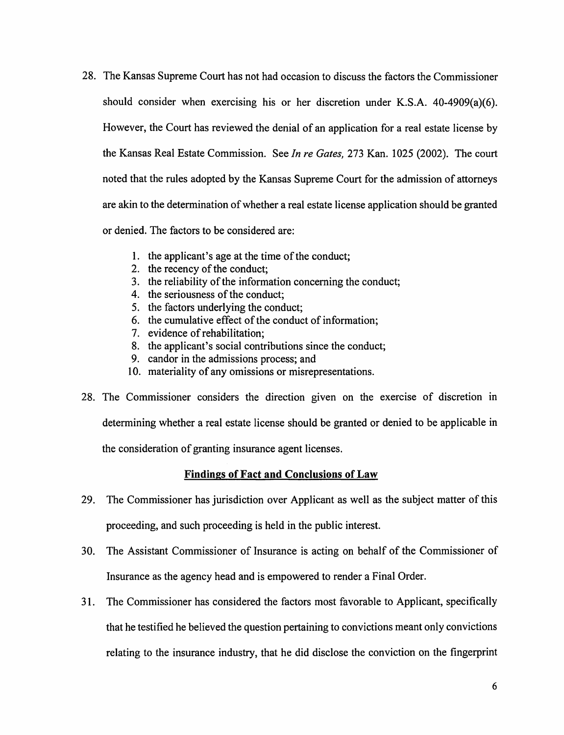28. The Kansas Supreme Court has not had occasion to discuss the factors the Commissioner should consider when exercising his or her discretion under K.S.A. 40-4909(a)(6). However, the Court has reviewed the denial of an application for a real estate license by the Kansas Real Estate Commission. See *In re Gates,* 273 Kan. 1025 (2002). The court noted that the rules adopted by the Kansas Supreme Court for the admission of attorneys are akin to the determination of whether a real estate license application should be granted or denied. The factors to be considered are:

    1. the applicant's age at the time of the conduct;
    2. the recency of the conduct;
    3. the reliability of the information concerning the conduct;
    4. the seriousness of the conduct;
    5. the factors underlying the conduct;
    6. the cumulative effect of the conduct of information;
    7. evidence of rehabilitation;
    8. the applicant's social contributions since the conduct;
    9. candor in the admissions process; and
    10. materiality of any omissions or misrepresentations.

28. The Commissioner considers the direction given on the exercise of discretion in determining whether a real estate license should be granted or denied to be applicable in the consideration of granting insurance agent licenses.

## Findings of Fact and Conclusions of Law

29. The Commissioner has jurisdiction over Applicant as well as the subject matter of this proceeding, and such proceeding is held in the public interest.

30. The Assistant Commissioner of Insurance is acting on behalf of the Commissioner of Insurance as the agency head and is empowered to render a Final Order.

31. The Commissioner has considered the factors most favorable to Applicant, specifically that he testified he believed the question pertaining to convictions meant only convictions relating to the insurance industry, that he did disclose the conviction on the fingerprint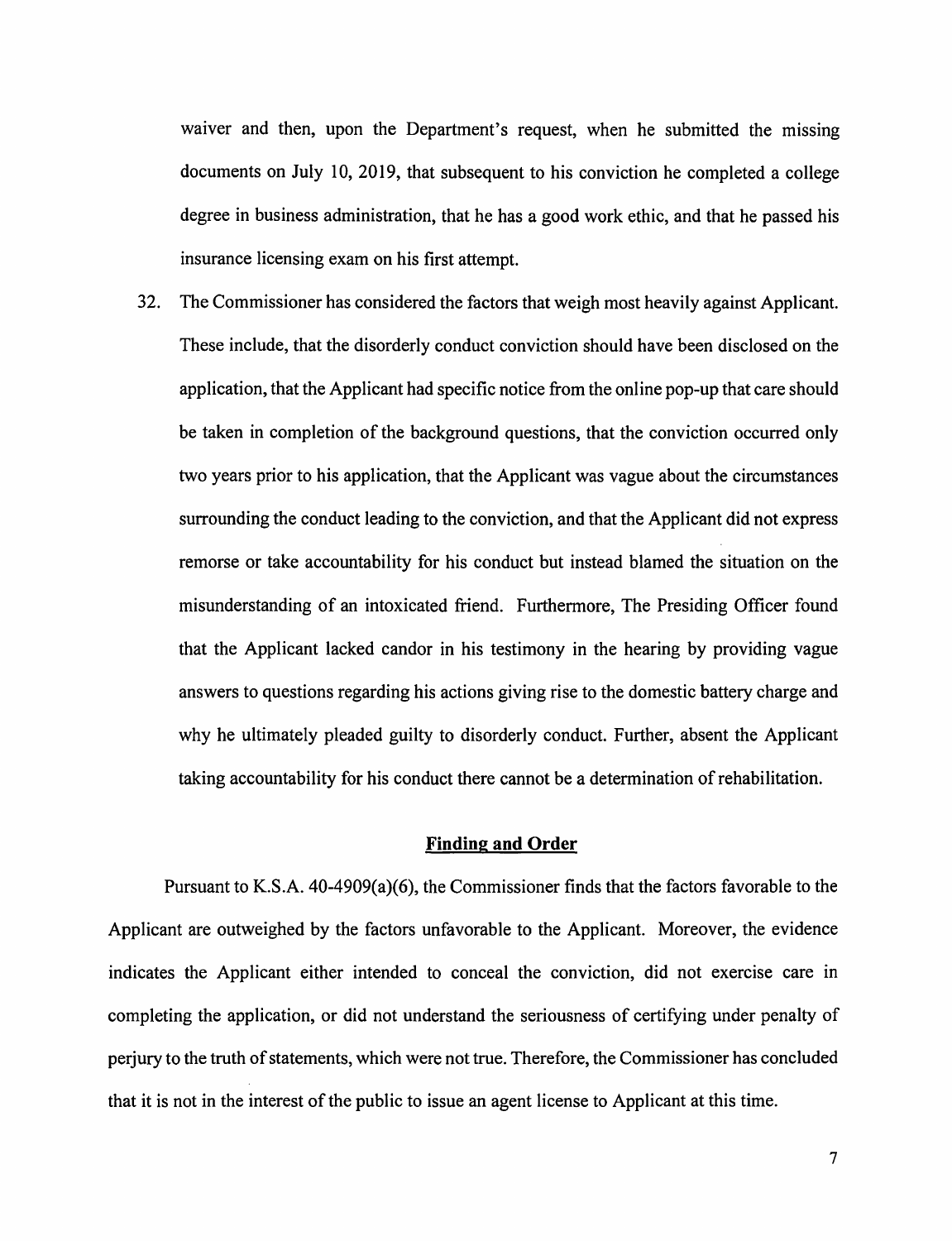waiver and then, upon the Department's request, when he submitted the missing documents on July 10, 2019, that subsequent to his conviction he completed a college degree in business administration, that he has a good work ethic, and that he passed his insurance licensing exam on his first attempt.

32. The Commissioner has considered the factors that weigh most heavily against Applicant. These include, that the disorderly conduct conviction should have been disclosed on the application, that the Applicant had specific notice from the online pop-up that care should be taken in completion of the background questions, that the conviction occurred only two years prior to his application, that the Applicant was vague about the circumstances surrounding the conduct leading to the conviction, and that the Applicant did not express remorse or take accountability for his conduct but instead blamed the situation on the misunderstanding of an intoxicated friend. Furthermore, The Presiding Officer found that the Applicant lacked candor in his testimony in the hearing by providing vague answers to questions regarding his actions giving rise to the domestic battery charge and why he ultimately pleaded guilty to disorderly conduct. Further, absent the Applicant taking accountability for his conduct there cannot be a determination of rehabilitation.

## Finding and Order

Pursuant to K.S.A. 40-4909(a)(6), the Commissioner finds that the factors favorable to the Applicant are outweighed by the factors unfavorable to the Applicant. Moreover, the evidence indicates the Applicant either intended to conceal the conviction, did not exercise care in completing the application, or did not understand the seriousness of certifying under penalty of perjury to the truth of statements, which were not true. Therefore, the Commissioner has concluded that it is not in the interest of the public to issue an agent license to Applicant at this time.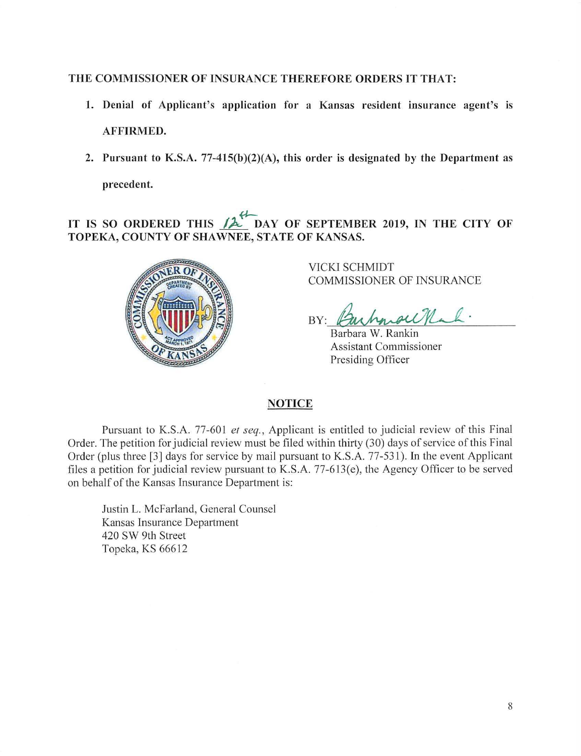**THE COMMISSIONER OF INSURANCE THEREFORE ORDERS IT THAT:**

1. **Denial of Applicant's application for a Kansas resident insurance agent's is AFFIRMED.**
2. **Pursuant to K.S.A. 77-415(b)(2)(A), this order is designated by the Department as precedent.**

**IT IS SO ORDERED THIS 12th DAY OF SEPTEMBER 2019, IN THE CITY OF TOPEKA, COUNTY OF SHAWNEE, STATE OF KANSAS.**

VICKI SCHMIDT
COMMISSIONER OF INSURANCE

BY: ______________________
Barbara W. Rankin
Assistant Commissioner
Presiding Officer

## NOTICE

Pursuant to K.S.A. 77-601 *et seq.*, Applicant is entitled to judicial review of this Final Order. The petition for judicial review must be filed within thirty (30) days of service of this Final Order (plus three [3] days for service by mail pursuant to K.S.A. 77-531). In the event Applicant files a petition for judicial review pursuant to K.S.A. 77-613(e), the Agency Officer to be served on behalf of the Kansas Insurance Department is:

Justin L. McFarland, General Counsel
Kansas Insurance Department
420 SW 9th Street
Topeka, KS 66612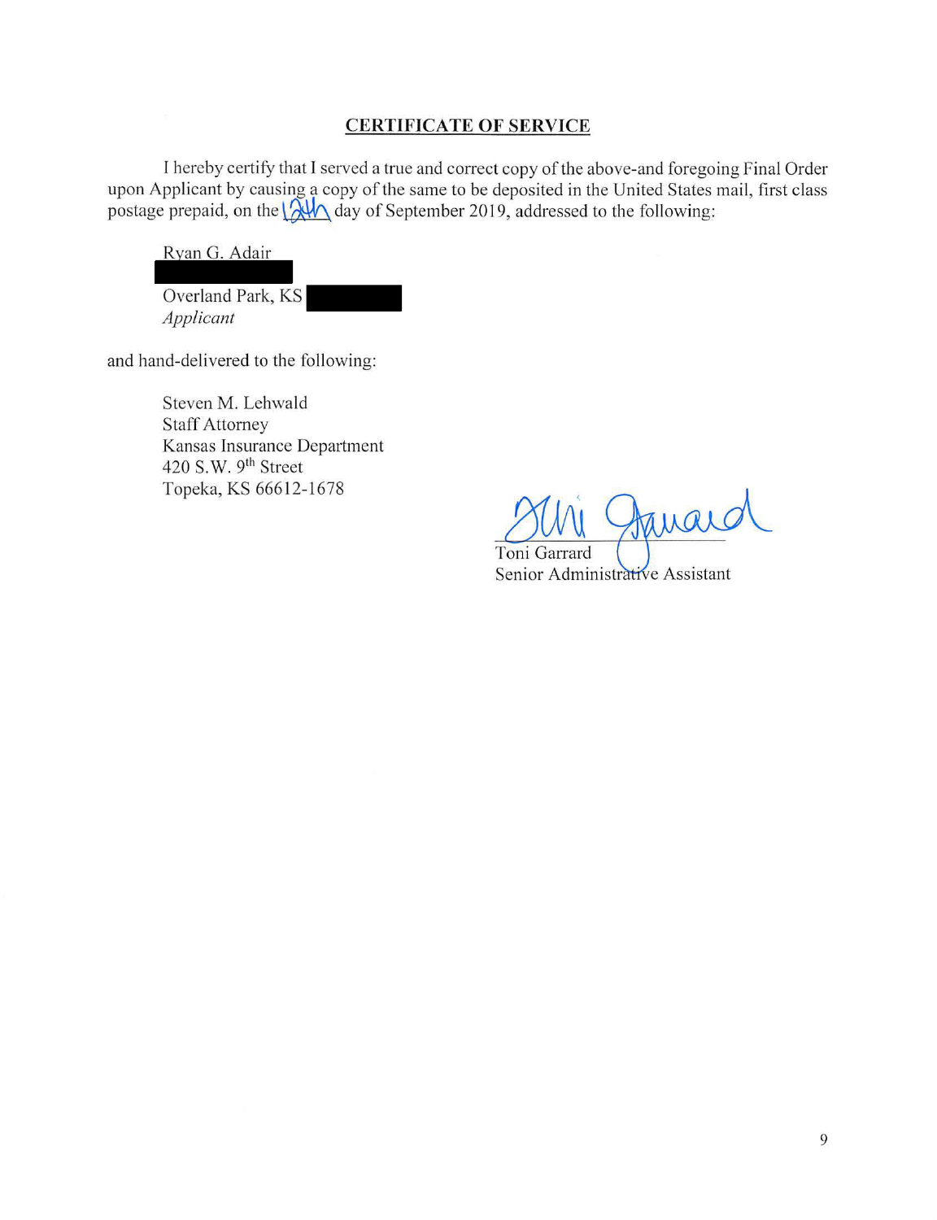## CERTIFICATE OF SERVICE

I hereby certify that I served a true and correct copy of the above-and foregoing Final Order upon Applicant by causing a copy of the same to be deposited in the United States mail, first class postage prepaid, on the 12th day of September 2019, addressed to the following:

Ryan G. Adair  
[REDACTED]  
Overland Park, KS [REDACTED]  
*Applicant*

and hand-delivered to the following:

Steven M. Lehwald  
Staff Attorney  
Kansas Insurance Department  
420 S.W. 9th Street  
Topeka, KS 66612-1678

Toni Garrard  
Senior Administrative Assistant